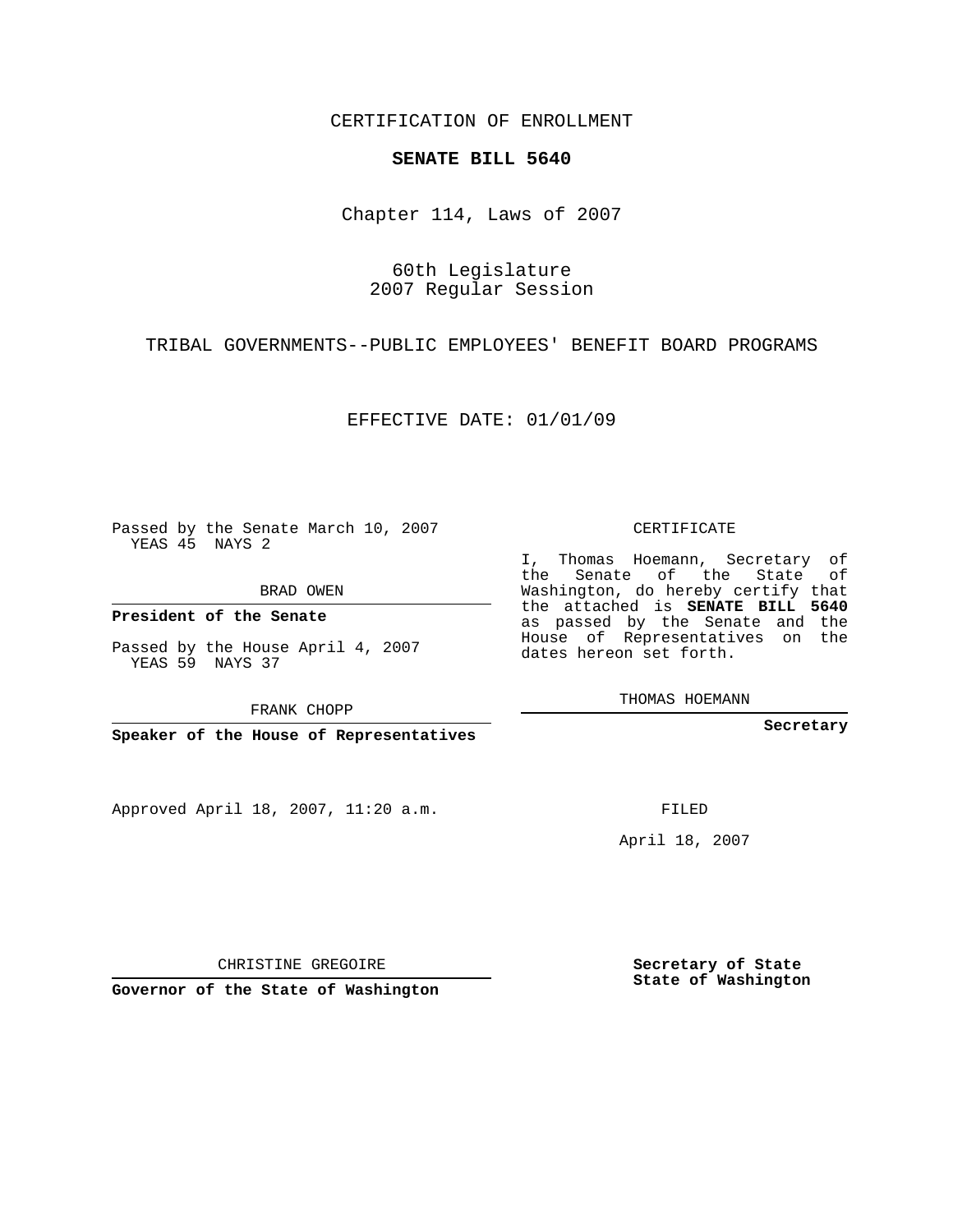CERTIFICATION OF ENROLLMENT

**SENATE BILL 5640**

Chapter 114, Laws of 2007

60th Legislature
2007 Regular Session

TRIBAL GOVERNMENTS--PUBLIC EMPLOYEES' BENEFIT BOARD PROGRAMS

EFFECTIVE DATE: 01/01/09

Passed by the Senate March 10, 2007
YEAS 45 NAYS 2

BRAD OWEN

**President of the Senate**

Passed by the House April 4, 2007
YEAS 59 NAYS 37

FRANK CHOPP

**Speaker of the House of Representatives**

CERTIFICATE

I, Thomas Hoemann, Secretary of the Senate of the State of Washington, do hereby certify that the attached is **SENATE BILL 5640** as passed by the Senate and the House of Representatives on the dates hereon set forth.

THOMAS HOEMANN

**Secretary**

Approved April 18, 2007, 11:20 a.m.

FILED

April 18, 2007

CHRISTINE GREGOIRE

**Governor of the State of Washington**

**Secretary of State**
**State of Washington**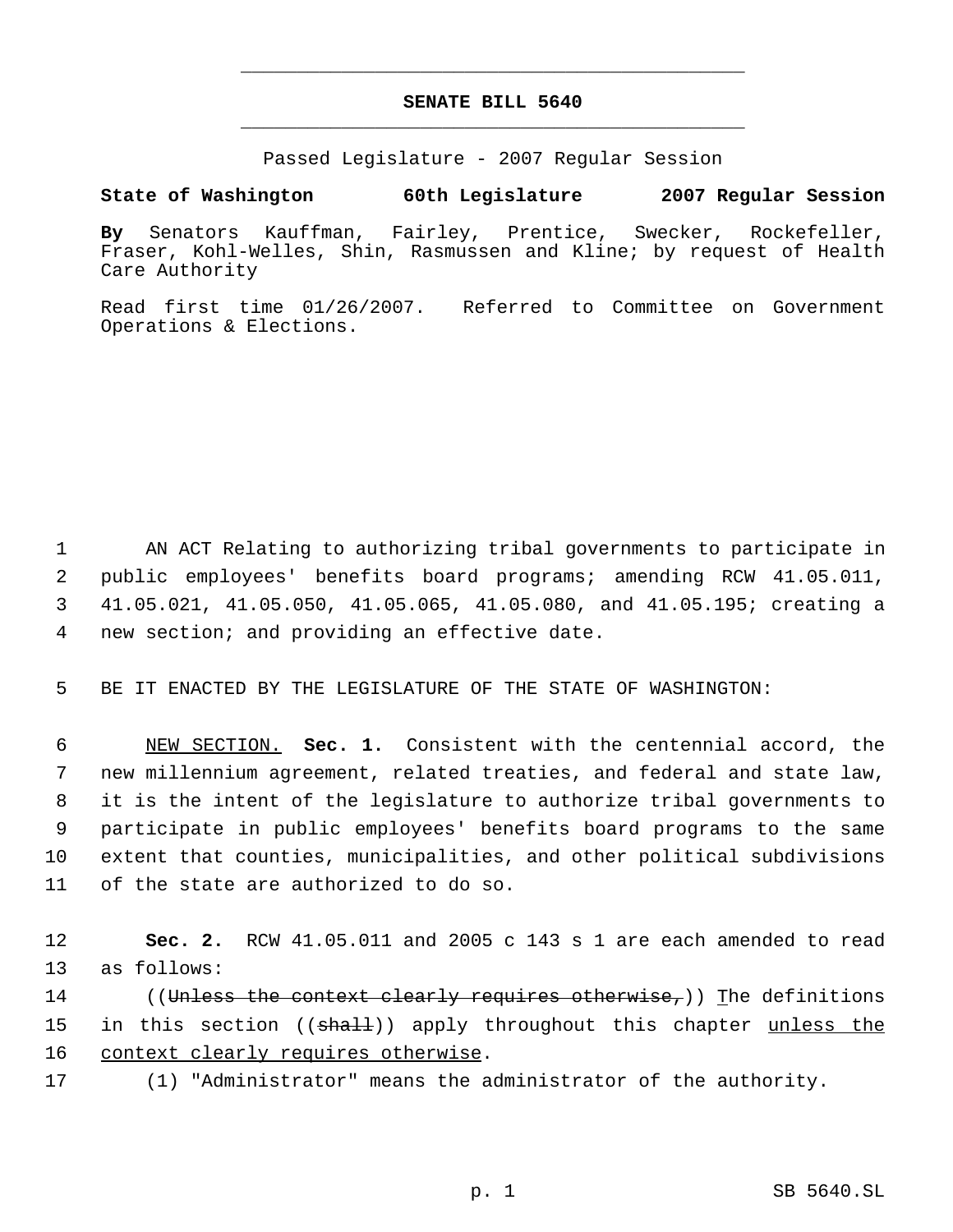# SENATE BILL 5640

Passed Legislature - 2007 Regular Session

**State of Washington 60th Legislature 2007 Regular Session**

**By** Senators Kauffman, Fairley, Prentice, Swecker, Rockefeller, Fraser, Kohl-Welles, Shin, Rasmussen and Kline; by request of Health Care Authority

Read first time 01/26/2007. Referred to Committee on Government Operations & Elections.

1 AN ACT Relating to authorizing tribal governments to participate in 2 public employees' benefits board programs; amending RCW 41.05.011, 3 41.05.021, 41.05.050, 41.05.065, 41.05.080, and 41.05.195; creating a 4 new section; and providing an effective date.

5 BE IT ENACTED BY THE LEGISLATURE OF THE STATE OF WASHINGTON:

6 NEW SECTION. **Sec. 1.** Consistent with the centennial accord, the 7 new millennium agreement, related treaties, and federal and state law, 8 it is the intent of the legislature to authorize tribal governments to 9 participate in public employees' benefits board programs to the same 10 extent that counties, municipalities, and other political subdivisions 11 of the state are authorized to do so.

12 **Sec. 2.** RCW 41.05.011 and 2005 c 143 s 1 are each amended to read 13 as follows:

14 ((~~Unless the context clearly requires otherwise,~~)) The definitions 15 in this section ((~~shall~~)) apply throughout this chapter unless the 16 context clearly requires otherwise.

17 (1) "Administrator" means the administrator of the authority.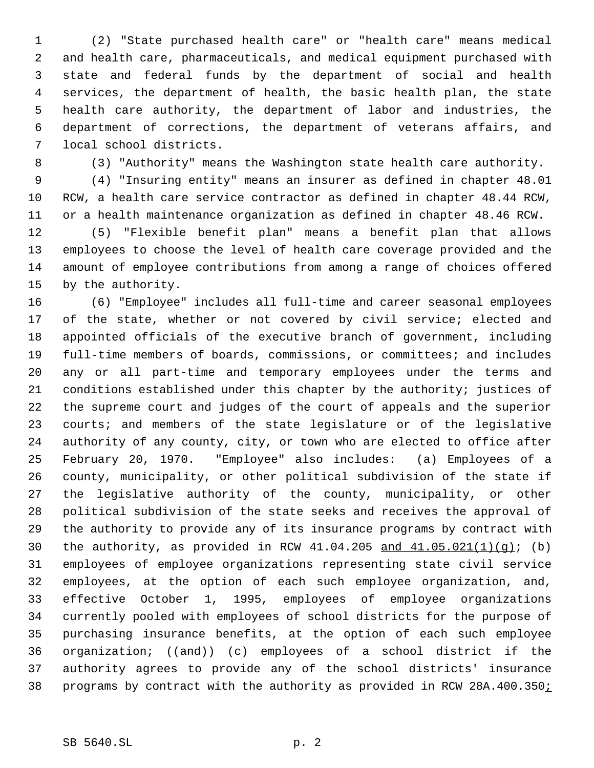(2) "State purchased health care" or "health care" means medical and health care, pharmaceuticals, and medical equipment purchased with state and federal funds by the department of social and health services, the department of health, the basic health plan, the state health care authority, the department of labor and industries, the department of corrections, the department of veterans affairs, and local school districts.

(3) "Authority" means the Washington state health care authority.

(4) "Insuring entity" means an insurer as defined in chapter 48.01 RCW, a health care service contractor as defined in chapter 48.44 RCW, or a health maintenance organization as defined in chapter 48.46 RCW.

(5) "Flexible benefit plan" means a benefit plan that allows employees to choose the level of health care coverage provided and the amount of employee contributions from among a range of choices offered by the authority.

(6) "Employee" includes all full-time and career seasonal employees of the state, whether or not covered by civil service; elected and appointed officials of the executive branch of government, including full-time members of boards, commissions, or committees; and includes any or all part-time and temporary employees under the terms and conditions established under this chapter by the authority; justices of the supreme court and judges of the court of appeals and the superior courts; and members of the state legislature or of the legislative authority of any county, city, or town who are elected to office after February 20, 1970. "Employee" also includes: (a) Employees of a county, municipality, or other political subdivision of the state if the legislative authority of the county, municipality, or other political subdivision of the state seeks and receives the approval of the authority to provide any of its insurance programs by contract with the authority, as provided in RCW 41.04.205 <u>and 41.05.021(1)(g)</u>; (b) employees of employee organizations representing state civil service employees, at the option of each such employee organization, and, effective October 1, 1995, employees of employee organizations currently pooled with employees of school districts for the purpose of purchasing insurance benefits, at the option of each such employee organization; ((~~and~~)) (c) employees of a school district if the authority agrees to provide any of the school districts' insurance programs by contract with the authority as provided in RCW 28A.400.350<u>;</u>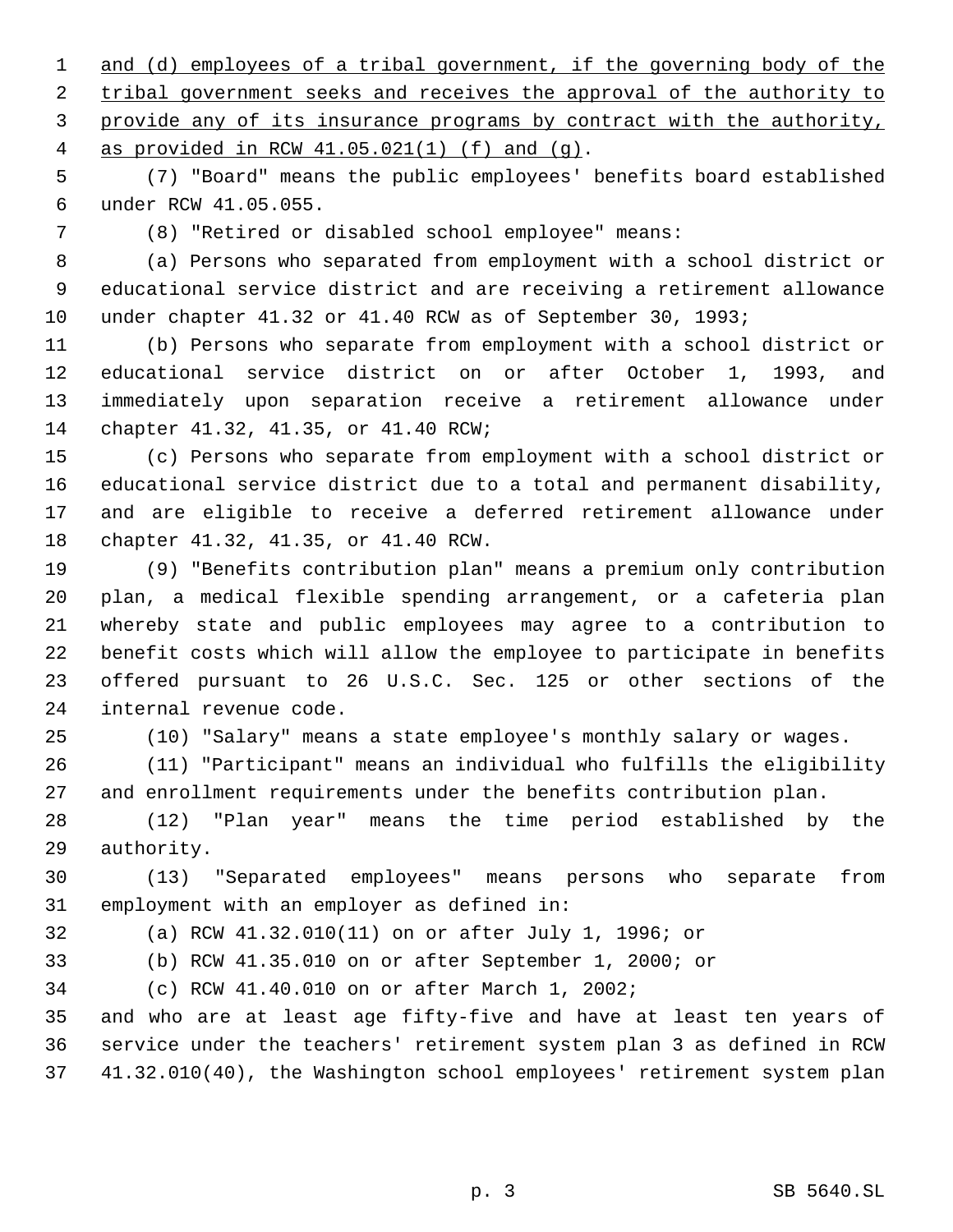and (d) employees of a tribal government, if the governing body of the tribal government seeks and receives the approval of the authority to provide any of its insurance programs by contract with the authority, as provided in RCW 41.05.021(1) (f) and (g).

(7) "Board" means the public employees' benefits board established under RCW 41.05.055.

(8) "Retired or disabled school employee" means:

(a) Persons who separated from employment with a school district or educational service district and are receiving a retirement allowance under chapter 41.32 or 41.40 RCW as of September 30, 1993;

(b) Persons who separate from employment with a school district or educational service district on or after October 1, 1993, and immediately upon separation receive a retirement allowance under chapter 41.32, 41.35, or 41.40 RCW;

(c) Persons who separate from employment with a school district or educational service district due to a total and permanent disability, and are eligible to receive a deferred retirement allowance under chapter 41.32, 41.35, or 41.40 RCW.

(9) "Benefits contribution plan" means a premium only contribution plan, a medical flexible spending arrangement, or a cafeteria plan whereby state and public employees may agree to a contribution to benefit costs which will allow the employee to participate in benefits offered pursuant to 26 U.S.C. Sec. 125 or other sections of the internal revenue code.

(10) "Salary" means a state employee's monthly salary or wages.

(11) "Participant" means an individual who fulfills the eligibility and enrollment requirements under the benefits contribution plan.

(12) "Plan year" means the time period established by the authority.

(13) "Separated employees" means persons who separate from employment with an employer as defined in:

(a) RCW 41.32.010(11) on or after July 1, 1996; or

(b) RCW 41.35.010 on or after September 1, 2000; or

(c) RCW 41.40.010 on or after March 1, 2002;

and who are at least age fifty-five and have at least ten years of service under the teachers' retirement system plan 3 as defined in RCW 41.32.010(40), the Washington school employees' retirement system plan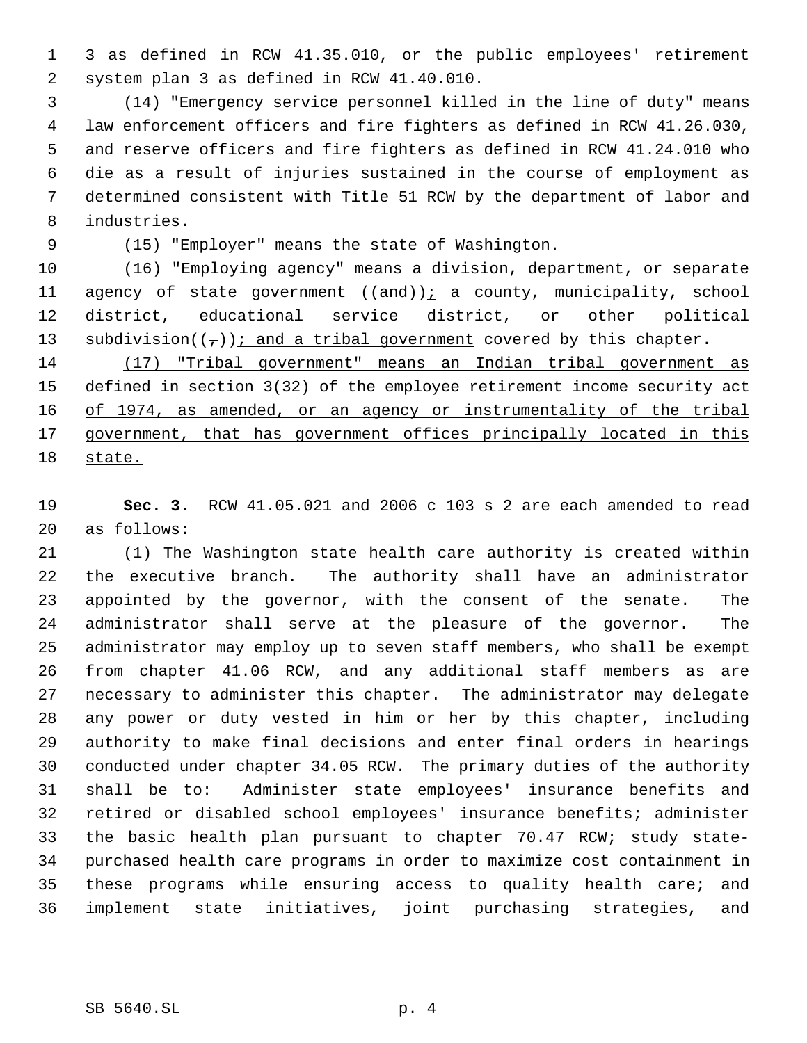3 as defined in RCW 41.35.010, or the public employees' retirement system plan 3 as defined in RCW 41.40.010.

(14) "Emergency service personnel killed in the line of duty" means law enforcement officers and fire fighters as defined in RCW 41.26.030, and reserve officers and fire fighters as defined in RCW 41.24.010 who die as a result of injuries sustained in the course of employment as determined consistent with Title 51 RCW by the department of labor and industries.

(15) "Employer" means the state of Washington.

(16) "Employing agency" means a division, department, or separate agency of state government ((~~and~~))<u>;</u> a county, municipality, school district, educational service district, or other political subdivision((~~,~~))<u>; and a tribal government</u> covered by this chapter.

<u>(17) "Tribal government" means an Indian tribal government as defined in section 3(32) of the employee retirement income security act of 1974, as amended, or an agency or instrumentality of the tribal government, that has government offices principally located in this state.</u>

**Sec. 3.** RCW 41.05.021 and 2006 c 103 s 2 are each amended to read as follows:

(1) The Washington state health care authority is created within the executive branch. The authority shall have an administrator appointed by the governor, with the consent of the senate. The administrator shall serve at the pleasure of the governor. The administrator may employ up to seven staff members, who shall be exempt from chapter 41.06 RCW, and any additional staff members as are necessary to administer this chapter. The administrator may delegate any power or duty vested in him or her by this chapter, including authority to make final decisions and enter final orders in hearings conducted under chapter 34.05 RCW. The primary duties of the authority shall be to: Administer state employees' insurance benefits and retired or disabled school employees' insurance benefits; administer the basic health plan pursuant to chapter 70.47 RCW; study state-purchased health care programs in order to maximize cost containment in these programs while ensuring access to quality health care; and implement state initiatives, joint purchasing strategies, and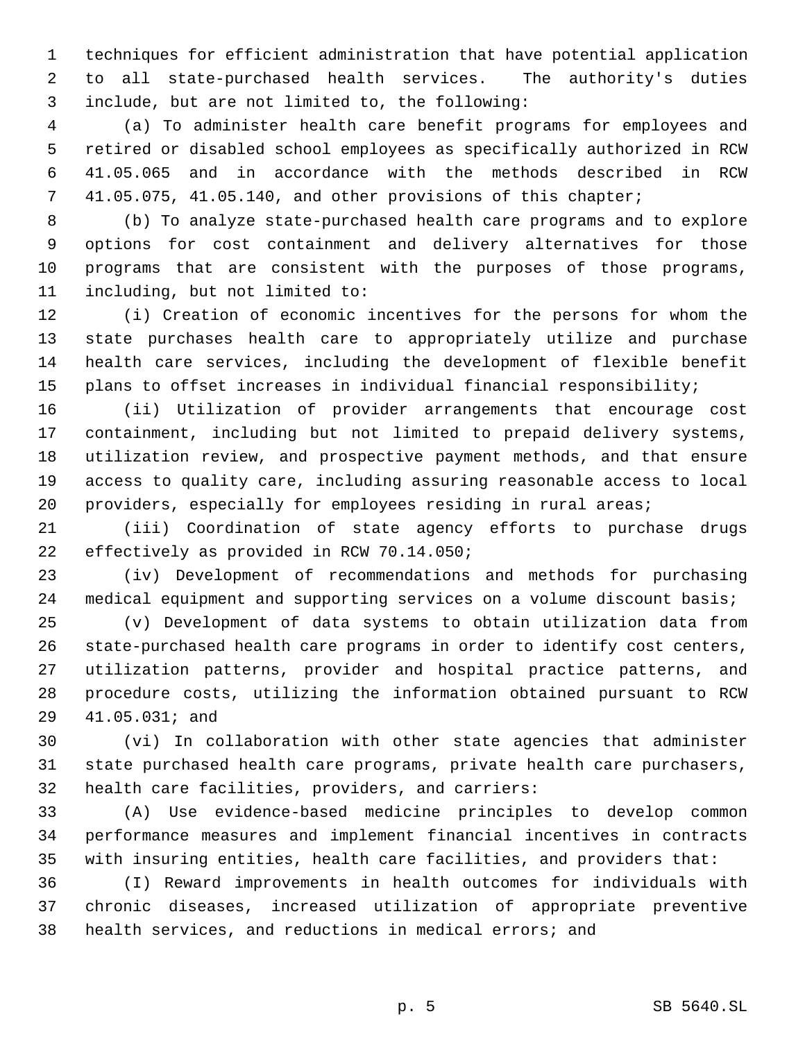techniques for efficient administration that have potential application to all state-purchased health services. The authority's duties include, but are not limited to, the following:

(a) To administer health care benefit programs for employees and retired or disabled school employees as specifically authorized in RCW 41.05.065 and in accordance with the methods described in RCW 41.05.075, 41.05.140, and other provisions of this chapter;

(b) To analyze state-purchased health care programs and to explore options for cost containment and delivery alternatives for those programs that are consistent with the purposes of those programs, including, but not limited to:

(i) Creation of economic incentives for the persons for whom the state purchases health care to appropriately utilize and purchase health care services, including the development of flexible benefit plans to offset increases in individual financial responsibility;

(ii) Utilization of provider arrangements that encourage cost containment, including but not limited to prepaid delivery systems, utilization review, and prospective payment methods, and that ensure access to quality care, including assuring reasonable access to local providers, especially for employees residing in rural areas;

(iii) Coordination of state agency efforts to purchase drugs effectively as provided in RCW 70.14.050;

(iv) Development of recommendations and methods for purchasing medical equipment and supporting services on a volume discount basis;

(v) Development of data systems to obtain utilization data from state-purchased health care programs in order to identify cost centers, utilization patterns, provider and hospital practice patterns, and procedure costs, utilizing the information obtained pursuant to RCW 41.05.031; and

(vi) In collaboration with other state agencies that administer state purchased health care programs, private health care purchasers, health care facilities, providers, and carriers:

(A) Use evidence-based medicine principles to develop common performance measures and implement financial incentives in contracts with insuring entities, health care facilities, and providers that:

(I) Reward improvements in health outcomes for individuals with chronic diseases, increased utilization of appropriate preventive health services, and reductions in medical errors; and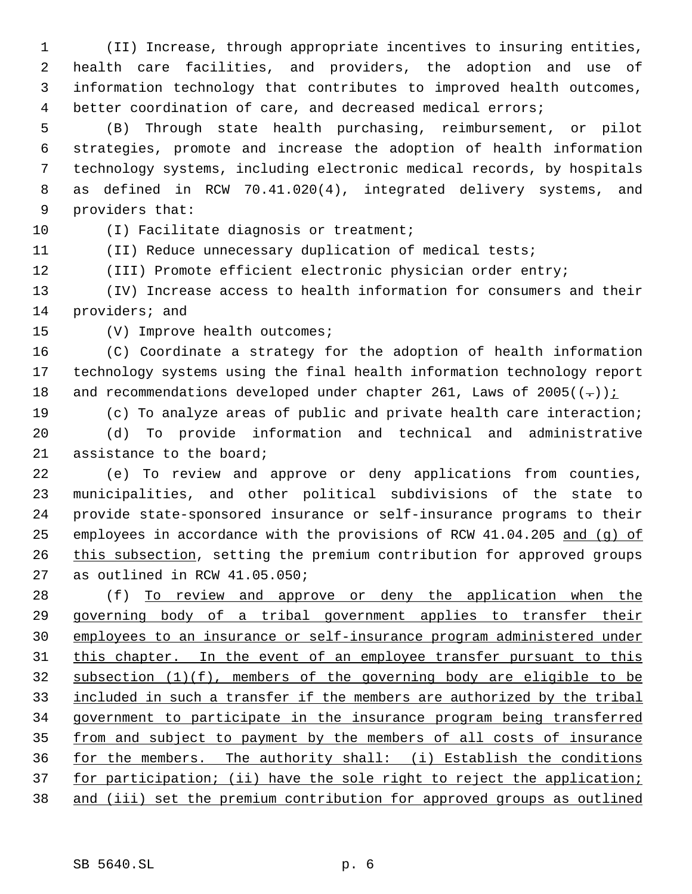(II) Increase, through appropriate incentives to insuring entities, health care facilities, and providers, the adoption and use of information technology that contributes to improved health outcomes, better coordination of care, and decreased medical errors;

(B) Through state health purchasing, reimbursement, or pilot strategies, promote and increase the adoption of health information technology systems, including electronic medical records, by hospitals as defined in RCW 70.41.020(4), integrated delivery systems, and providers that:

(I) Facilitate diagnosis or treatment;

(II) Reduce unnecessary duplication of medical tests;

(III) Promote efficient electronic physician order entry;

(IV) Increase access to health information for consumers and their providers; and

(V) Improve health outcomes;

(C) Coordinate a strategy for the adoption of health information technology systems using the final health information technology report and recommendations developed under chapter 261, Laws of 2005((.))<u>;</u>

(c) To analyze areas of public and private health care interaction;

(d) To provide information and technical and administrative assistance to the board;

(e) To review and approve or deny applications from counties, municipalities, and other political subdivisions of the state to provide state-sponsored insurance or self-insurance programs to their employees in accordance with the provisions of RCW 41.04.205 <u>and (g) of this subsection</u>, setting the premium contribution for approved groups as outlined in RCW 41.05.050;

(f) <u>To review and approve or deny the application when the governing body of a tribal government applies to transfer their employees to an insurance or self-insurance program administered under this chapter. In the event of an employee transfer pursuant to this subsection (1)(f), members of the governing body are eligible to be included in such a transfer if the members are authorized by the tribal government to participate in the insurance program being transferred from and subject to payment by the members of all costs of insurance for the members. The authority shall: (i) Establish the conditions for participation; (ii) have the sole right to reject the application; and (iii) set the premium contribution for approved groups as outlined</u>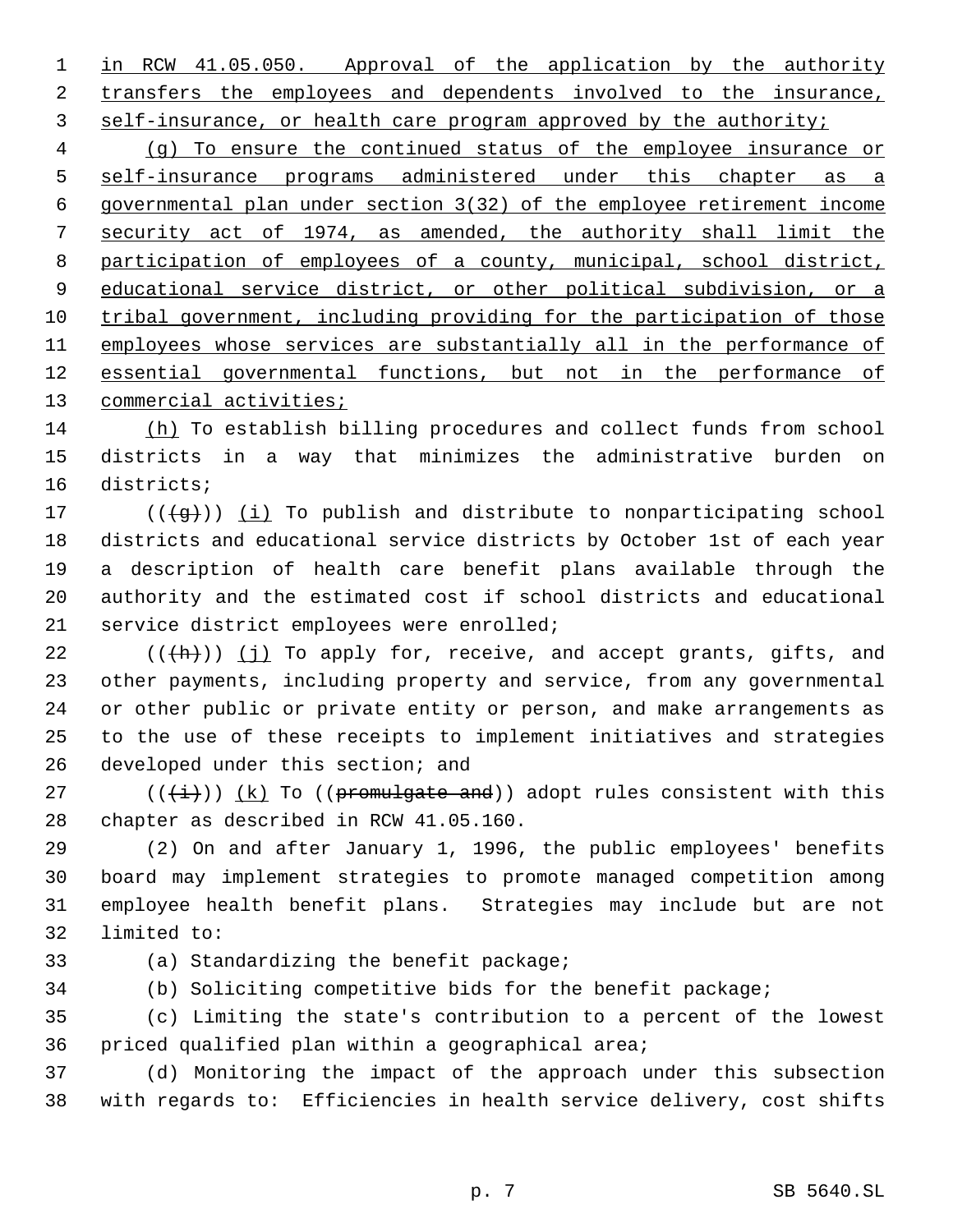in RCW 41.05.050. Approval of the application by the authority transfers the employees and dependents involved to the insurance, self-insurance, or health care program approved by the authority;

(g) To ensure the continued status of the employee insurance or self-insurance programs administered under this chapter as a governmental plan under section 3(32) of the employee retirement income security act of 1974, as amended, the authority shall limit the participation of employees of a county, municipal, school district, educational service district, or other political subdivision, or a tribal government, including providing for the participation of those employees whose services are substantially all in the performance of essential governmental functions, but not in the performance of commercial activities;

(h) To establish billing procedures and collect funds from school districts in a way that minimizes the administrative burden on districts;

(((g))) (i) To publish and distribute to nonparticipating school districts and educational service districts by October 1st of each year a description of health care benefit plans available through the authority and the estimated cost if school districts and educational service district employees were enrolled;

(((h))) (j) To apply for, receive, and accept grants, gifts, and other payments, including property and service, from any governmental or other public or private entity or person, and make arrangements as to the use of these receipts to implement initiatives and strategies developed under this section; and

(((i))) (k) To ((promulgate and)) adopt rules consistent with this chapter as described in RCW 41.05.160.

(2) On and after January 1, 1996, the public employees' benefits board may implement strategies to promote managed competition among employee health benefit plans. Strategies may include but are not limited to:

(a) Standardizing the benefit package;

(b) Soliciting competitive bids for the benefit package;

(c) Limiting the state's contribution to a percent of the lowest priced qualified plan within a geographical area;

(d) Monitoring the impact of the approach under this subsection with regards to: Efficiencies in health service delivery, cost shifts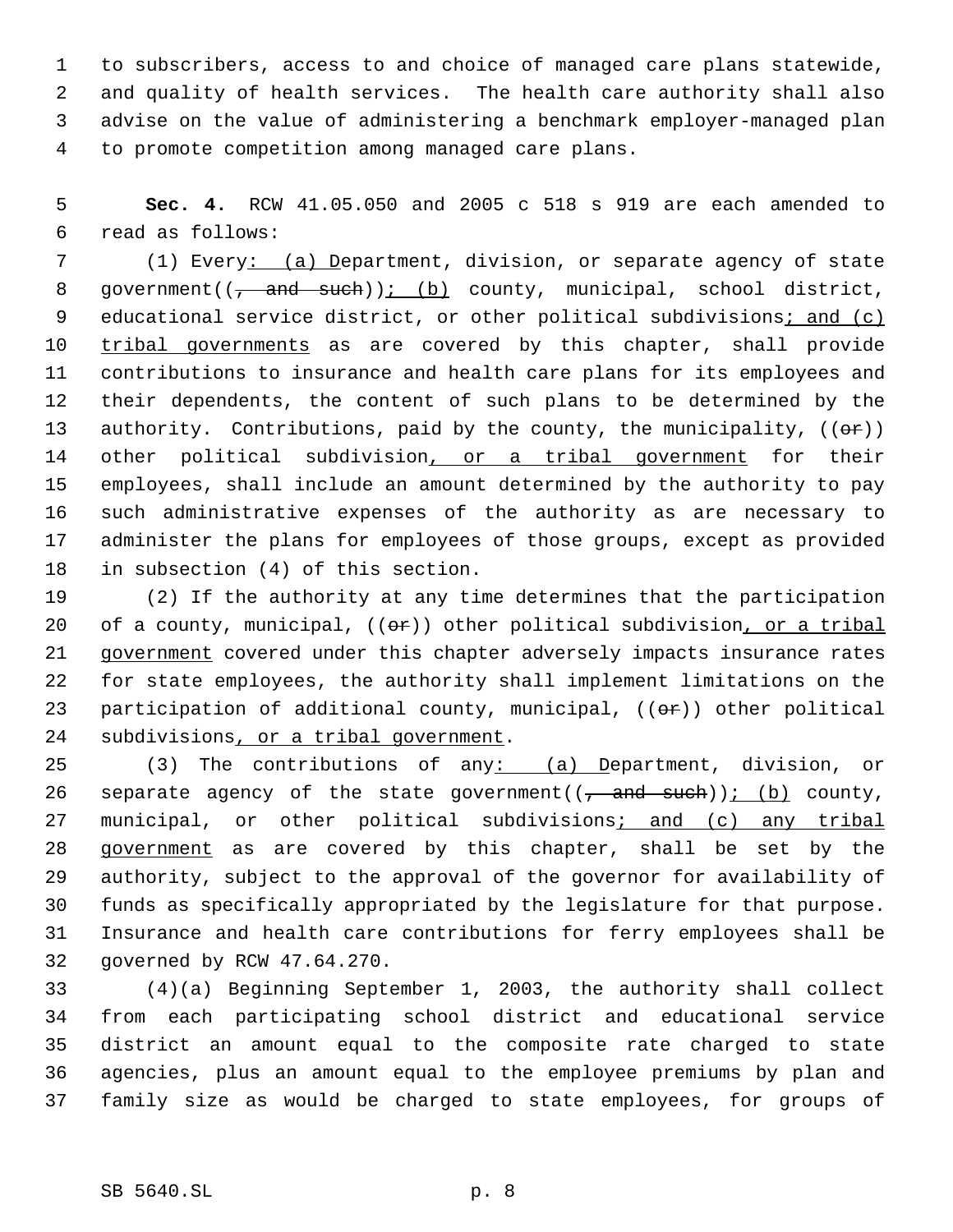to subscribers, access to and choice of managed care plans statewide, and quality of health services. The health care authority shall also advise on the value of administering a benchmark employer-managed plan to promote competition among managed care plans.

**Sec. 4.** RCW 41.05.050 and 2005 c 518 s 919 are each amended to read as follows:

(1) Every: (a) Department, division, or separate agency of state government((, and such)); (b) county, municipal, school district, educational service district, or other political subdivisions; and (c) tribal governments as are covered by this chapter, shall provide contributions to insurance and health care plans for its employees and their dependents, the content of such plans to be determined by the authority. Contributions, paid by the county, the municipality, ((or)) other political subdivision, or a tribal government for their employees, shall include an amount determined by the authority to pay such administrative expenses of the authority as are necessary to administer the plans for employees of those groups, except as provided in subsection (4) of this section.

(2) If the authority at any time determines that the participation of a county, municipal, ((or)) other political subdivision, or a tribal government covered under this chapter adversely impacts insurance rates for state employees, the authority shall implement limitations on the participation of additional county, municipal, ((or)) other political subdivisions, or a tribal government.

(3) The contributions of any: (a) Department, division, or separate agency of the state government((, and such)); (b) county, municipal, or other political subdivisions; and (c) any tribal government as are covered by this chapter, shall be set by the authority, subject to the approval of the governor for availability of funds as specifically appropriated by the legislature for that purpose. Insurance and health care contributions for ferry employees shall be governed by RCW 47.64.270.

(4)(a) Beginning September 1, 2003, the authority shall collect from each participating school district and educational service district an amount equal to the composite rate charged to state agencies, plus an amount equal to the employee premiums by plan and family size as would be charged to state employees, for groups of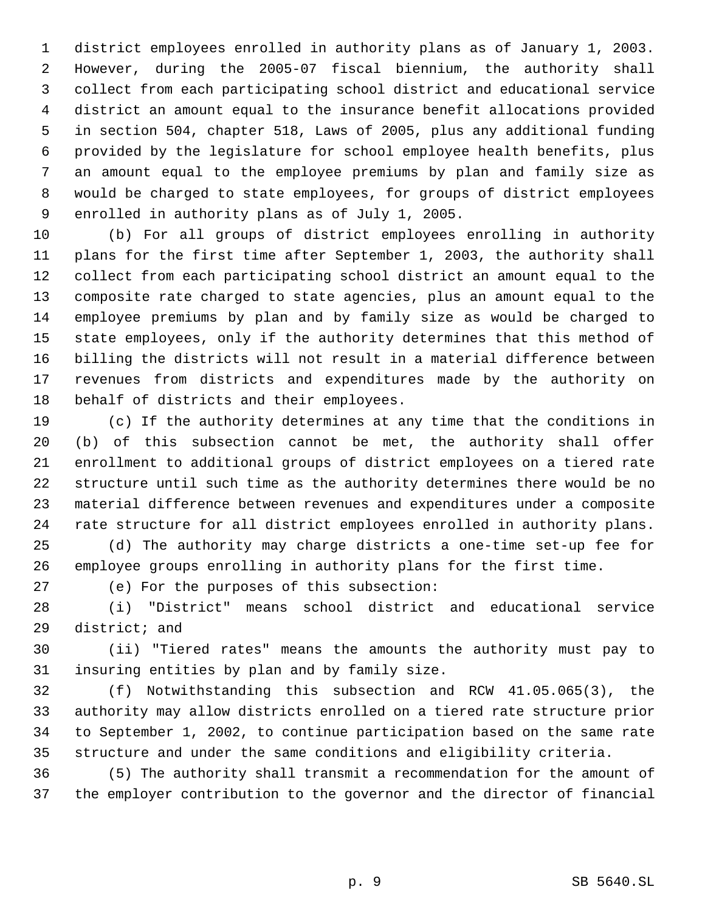district employees enrolled in authority plans as of January 1, 2003. However, during the 2005-07 fiscal biennium, the authority shall collect from each participating school district and educational service district an amount equal to the insurance benefit allocations provided in section 504, chapter 518, Laws of 2005, plus any additional funding provided by the legislature for school employee health benefits, plus an amount equal to the employee premiums by plan and family size as would be charged to state employees, for groups of district employees enrolled in authority plans as of July 1, 2005.

(b) For all groups of district employees enrolling in authority plans for the first time after September 1, 2003, the authority shall collect from each participating school district an amount equal to the composite rate charged to state agencies, plus an amount equal to the employee premiums by plan and by family size as would be charged to state employees, only if the authority determines that this method of billing the districts will not result in a material difference between revenues from districts and expenditures made by the authority on behalf of districts and their employees.

(c) If the authority determines at any time that the conditions in (b) of this subsection cannot be met, the authority shall offer enrollment to additional groups of district employees on a tiered rate structure until such time as the authority determines there would be no material difference between revenues and expenditures under a composite rate structure for all district employees enrolled in authority plans.

(d) The authority may charge districts a one-time set-up fee for employee groups enrolling in authority plans for the first time.

(e) For the purposes of this subsection:

(i) "District" means school district and educational service district; and

(ii) "Tiered rates" means the amounts the authority must pay to insuring entities by plan and by family size.

(f) Notwithstanding this subsection and RCW 41.05.065(3), the authority may allow districts enrolled on a tiered rate structure prior to September 1, 2002, to continue participation based on the same rate structure and under the same conditions and eligibility criteria.

(5) The authority shall transmit a recommendation for the amount of the employer contribution to the governor and the director of financial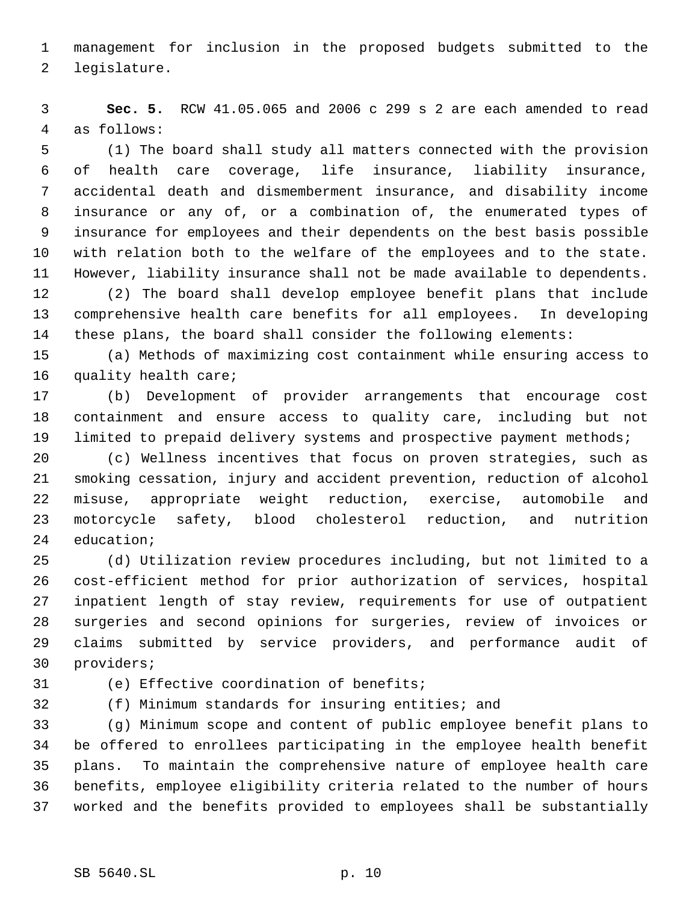management for inclusion in the proposed budgets submitted to the legislature.

**Sec. 5.** RCW 41.05.065 and 2006 c 299 s 2 are each amended to read as follows:

(1) The board shall study all matters connected with the provision of health care coverage, life insurance, liability insurance, accidental death and dismemberment insurance, and disability income insurance or any of, or a combination of, the enumerated types of insurance for employees and their dependents on the best basis possible with relation both to the welfare of the employees and to the state. However, liability insurance shall not be made available to dependents.

(2) The board shall develop employee benefit plans that include comprehensive health care benefits for all employees. In developing these plans, the board shall consider the following elements:

(a) Methods of maximizing cost containment while ensuring access to quality health care;

(b) Development of provider arrangements that encourage cost containment and ensure access to quality care, including but not limited to prepaid delivery systems and prospective payment methods;

(c) Wellness incentives that focus on proven strategies, such as smoking cessation, injury and accident prevention, reduction of alcohol misuse, appropriate weight reduction, exercise, automobile and motorcycle safety, blood cholesterol reduction, and nutrition education;

(d) Utilization review procedures including, but not limited to a cost-efficient method for prior authorization of services, hospital inpatient length of stay review, requirements for use of outpatient surgeries and second opinions for surgeries, review of invoices or claims submitted by service providers, and performance audit of providers;

(e) Effective coordination of benefits;

(f) Minimum standards for insuring entities; and

(g) Minimum scope and content of public employee benefit plans to be offered to enrollees participating in the employee health benefit plans. To maintain the comprehensive nature of employee health care benefits, employee eligibility criteria related to the number of hours worked and the benefits provided to employees shall be substantially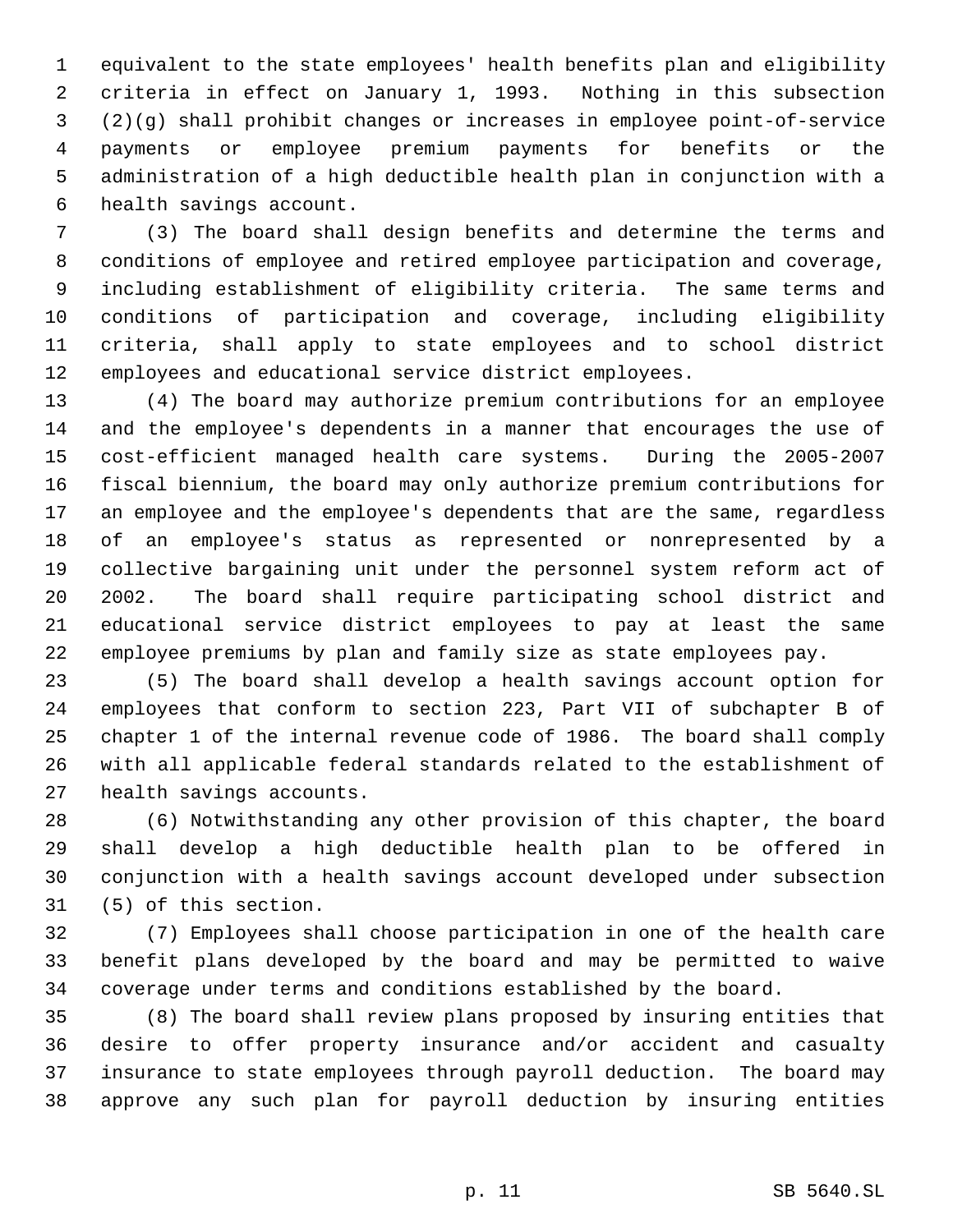equivalent to the state employees' health benefits plan and eligibility criteria in effect on January 1, 1993. Nothing in this subsection (2)(g) shall prohibit changes or increases in employee point-of-service payments or employee premium payments for benefits or the administration of a high deductible health plan in conjunction with a health savings account.

(3) The board shall design benefits and determine the terms and conditions of employee and retired employee participation and coverage, including establishment of eligibility criteria. The same terms and conditions of participation and coverage, including eligibility criteria, shall apply to state employees and to school district employees and educational service district employees.

(4) The board may authorize premium contributions for an employee and the employee's dependents in a manner that encourages the use of cost-efficient managed health care systems. During the 2005-2007 fiscal biennium, the board may only authorize premium contributions for an employee and the employee's dependents that are the same, regardless of an employee's status as represented or nonrepresented by a collective bargaining unit under the personnel system reform act of 2002. The board shall require participating school district and educational service district employees to pay at least the same employee premiums by plan and family size as state employees pay.

(5) The board shall develop a health savings account option for employees that conform to section 223, Part VII of subchapter B of chapter 1 of the internal revenue code of 1986. The board shall comply with all applicable federal standards related to the establishment of health savings accounts.

(6) Notwithstanding any other provision of this chapter, the board shall develop a high deductible health plan to be offered in conjunction with a health savings account developed under subsection (5) of this section.

(7) Employees shall choose participation in one of the health care benefit plans developed by the board and may be permitted to waive coverage under terms and conditions established by the board.

(8) The board shall review plans proposed by insuring entities that desire to offer property insurance and/or accident and casualty insurance to state employees through payroll deduction. The board may approve any such plan for payroll deduction by insuring entities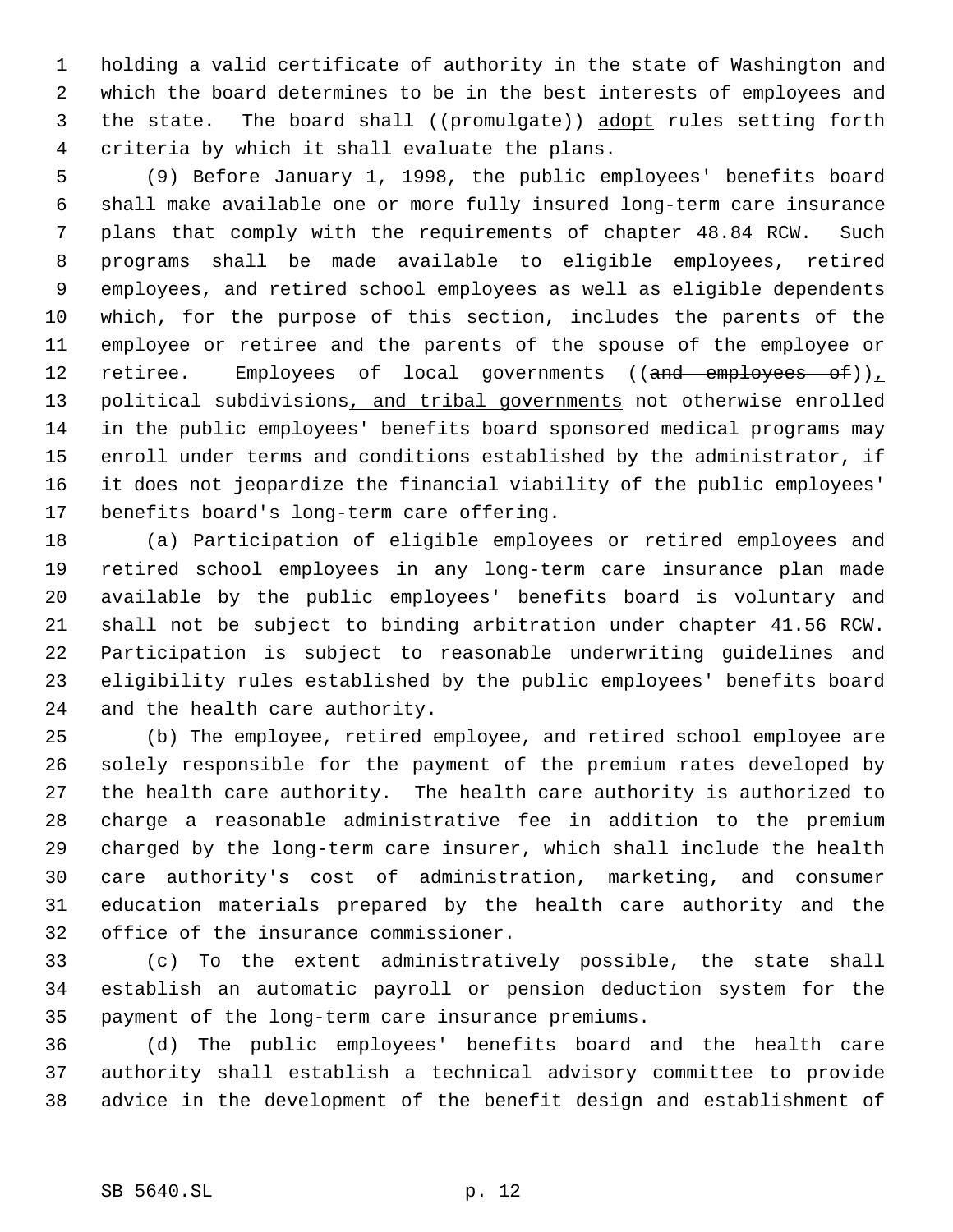holding a valid certificate of authority in the state of Washington and which the board determines to be in the best interests of employees and the state. The board shall ((~~promulgate~~)) <u>adopt</u> rules setting forth criteria by which it shall evaluate the plans.

(9) Before January 1, 1998, the public employees' benefits board shall make available one or more fully insured long-term care insurance plans that comply with the requirements of chapter 48.84 RCW. Such programs shall be made available to eligible employees, retired employees, and retired school employees as well as eligible dependents which, for the purpose of this section, includes the parents of the employee or retiree and the parents of the spouse of the employee or retiree. Employees of local governments ((~~and employees of~~))<u>,</u> political subdivisions<u>, and tribal governments</u> not otherwise enrolled in the public employees' benefits board sponsored medical programs may enroll under terms and conditions established by the administrator, if it does not jeopardize the financial viability of the public employees' benefits board's long-term care offering.

(a) Participation of eligible employees or retired employees and retired school employees in any long-term care insurance plan made available by the public employees' benefits board is voluntary and shall not be subject to binding arbitration under chapter 41.56 RCW. Participation is subject to reasonable underwriting guidelines and eligibility rules established by the public employees' benefits board and the health care authority.

(b) The employee, retired employee, and retired school employee are solely responsible for the payment of the premium rates developed by the health care authority. The health care authority is authorized to charge a reasonable administrative fee in addition to the premium charged by the long-term care insurer, which shall include the health care authority's cost of administration, marketing, and consumer education materials prepared by the health care authority and the office of the insurance commissioner.

(c) To the extent administratively possible, the state shall establish an automatic payroll or pension deduction system for the payment of the long-term care insurance premiums.

(d) The public employees' benefits board and the health care authority shall establish a technical advisory committee to provide advice in the development of the benefit design and establishment of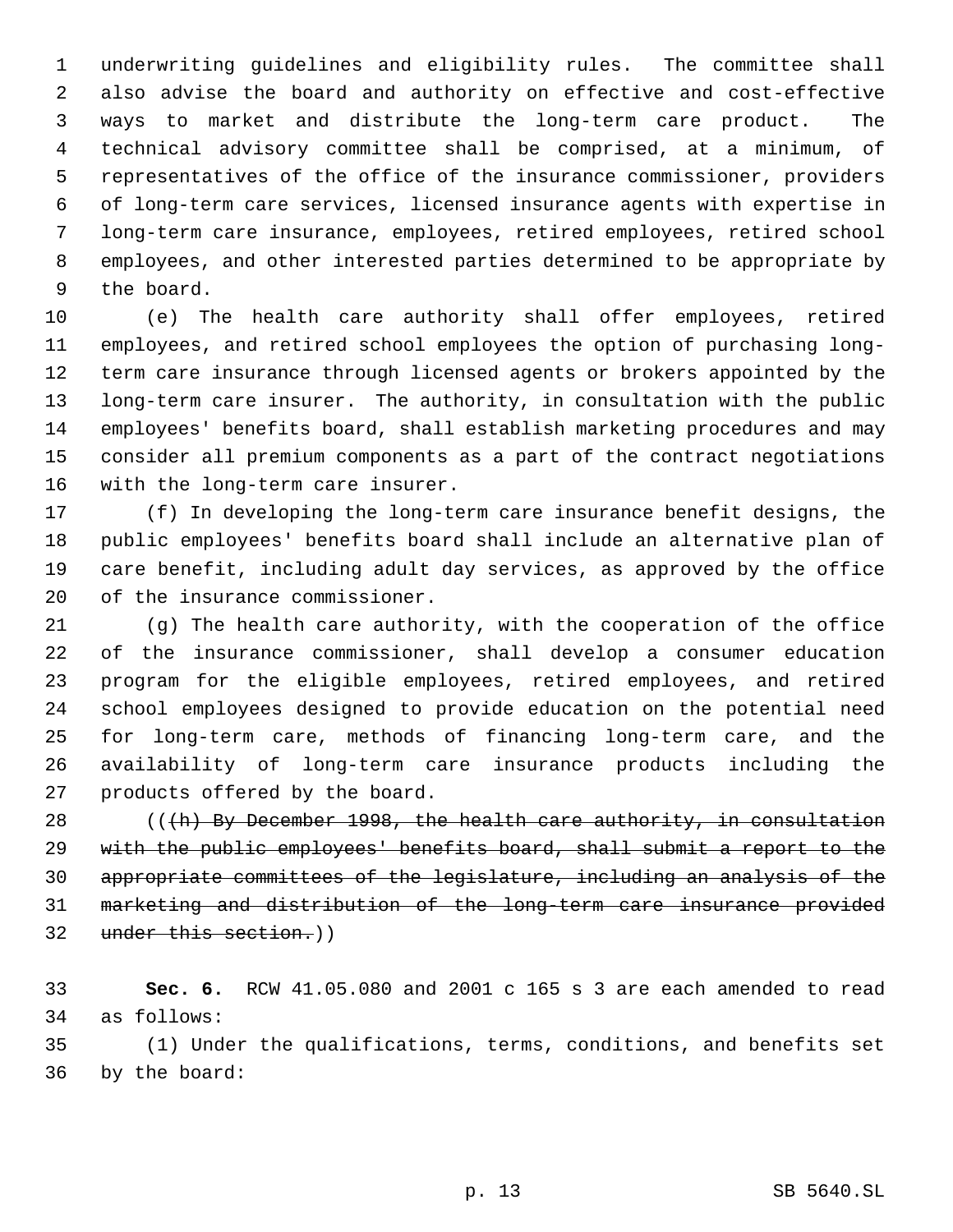underwriting guidelines and eligibility rules. The committee shall also advise the board and authority on effective and cost-effective ways to market and distribute the long-term care product. The technical advisory committee shall be comprised, at a minimum, of representatives of the office of the insurance commissioner, providers of long-term care services, licensed insurance agents with expertise in long-term care insurance, employees, retired employees, retired school employees, and other interested parties determined to be appropriate by the board.

(e) The health care authority shall offer employees, retired employees, and retired school employees the option of purchasing long-term care insurance through licensed agents or brokers appointed by the long-term care insurer. The authority, in consultation with the public employees' benefits board, shall establish marketing procedures and may consider all premium components as a part of the contract negotiations with the long-term care insurer.

(f) In developing the long-term care insurance benefit designs, the public employees' benefits board shall include an alternative plan of care benefit, including adult day services, as approved by the office of the insurance commissioner.

(g) The health care authority, with the cooperation of the office of the insurance commissioner, shall develop a consumer education program for the eligible employees, retired employees, and retired school employees designed to provide education on the potential need for long-term care, methods of financing long-term care, and the availability of long-term care insurance products including the products offered by the board.

((~~(h) By December 1998, the health care authority, in consultation with the public employees' benefits board, shall submit a report to the appropriate committees of the legislature, including an analysis of the marketing and distribution of the long-term care insurance provided under this section.~~))

**Sec. 6.** RCW 41.05.080 and 2001 c 165 s 3 are each amended to read as follows:

(1) Under the qualifications, terms, conditions, and benefits set by the board: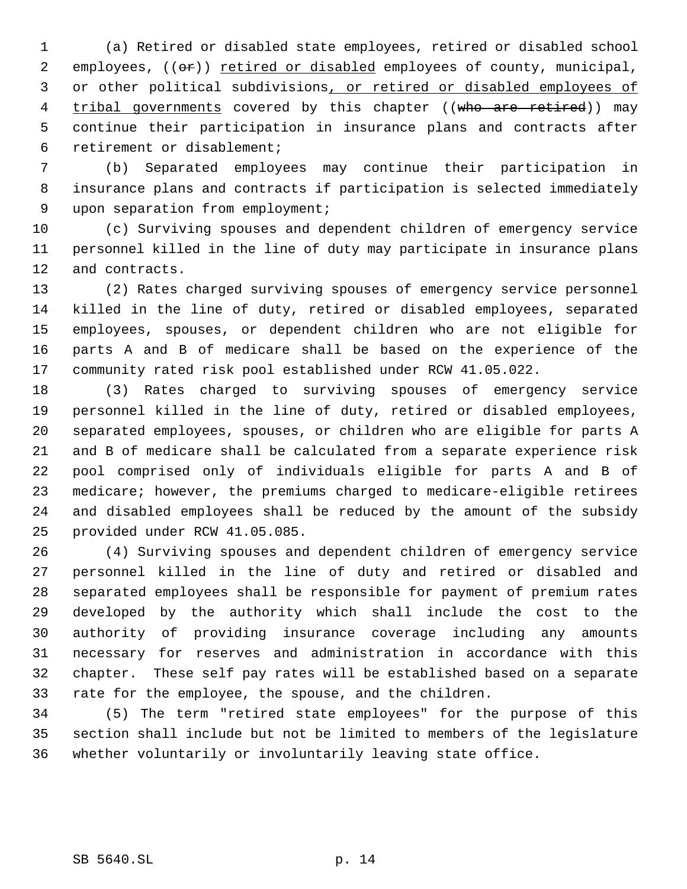(a) Retired or disabled state employees, retired or disabled school employees, ((~~or~~)) <u>retired or disabled</u> employees of county, municipal, or other political subdivisions<u>, or retired or disabled employees of tribal governments</u> covered by this chapter ((~~who are retired~~)) may continue their participation in insurance plans and contracts after retirement or disablement;

(b) Separated employees may continue their participation in insurance plans and contracts if participation is selected immediately upon separation from employment;

(c) Surviving spouses and dependent children of emergency service personnel killed in the line of duty may participate in insurance plans and contracts.

(2) Rates charged surviving spouses of emergency service personnel killed in the line of duty, retired or disabled employees, separated employees, spouses, or dependent children who are not eligible for parts A and B of medicare shall be based on the experience of the community rated risk pool established under RCW 41.05.022.

(3) Rates charged to surviving spouses of emergency service personnel killed in the line of duty, retired or disabled employees, separated employees, spouses, or children who are eligible for parts A and B of medicare shall be calculated from a separate experience risk pool comprised only of individuals eligible for parts A and B of medicare; however, the premiums charged to medicare-eligible retirees and disabled employees shall be reduced by the amount of the subsidy provided under RCW 41.05.085.

(4) Surviving spouses and dependent children of emergency service personnel killed in the line of duty and retired or disabled and separated employees shall be responsible for payment of premium rates developed by the authority which shall include the cost to the authority of providing insurance coverage including any amounts necessary for reserves and administration in accordance with this chapter. These self pay rates will be established based on a separate rate for the employee, the spouse, and the children.

(5) The term "retired state employees" for the purpose of this section shall include but not be limited to members of the legislature whether voluntarily or involuntarily leaving state office.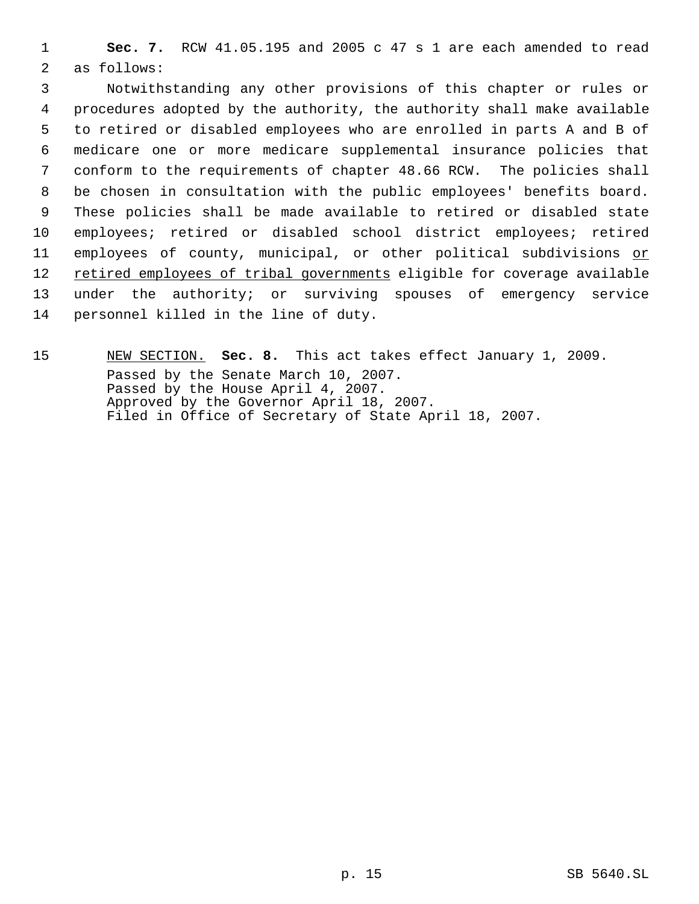**Sec. 7.** RCW 41.05.195 and 2005 c 47 s 1 are each amended to read as follows:

Notwithstanding any other provisions of this chapter or rules or procedures adopted by the authority, the authority shall make available to retired or disabled employees who are enrolled in parts A and B of medicare one or more medicare supplemental insurance policies that conform to the requirements of chapter 48.66 RCW. The policies shall be chosen in consultation with the public employees' benefits board. These policies shall be made available to retired or disabled state employees; retired or disabled school district employees; retired employees of county, municipal, or other political subdivisions <u>or retired employees of tribal governments</u> eligible for coverage available under the authority; or surviving spouses of emergency service personnel killed in the line of duty.

<u>NEW SECTION.</u> **Sec. 8.** This act takes effect January 1, 2009.

Passed by the Senate March 10, 2007.
Passed by the House April 4, 2007.
Approved by the Governor April 18, 2007.
Filed in Office of Secretary of State April 18, 2007.